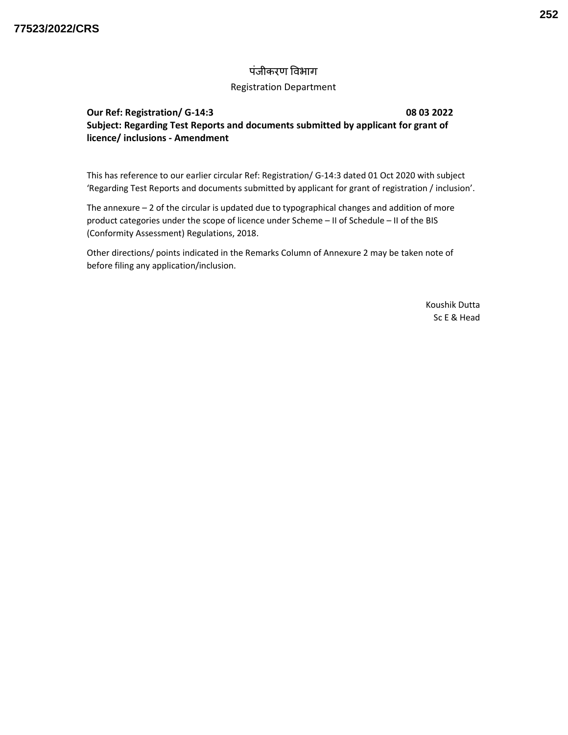पंजीकरण विभाग

Registration Department

**Our Ref: Registration/ G-14:3** **08 03 2022**

**Subject: Regarding Test Reports and documents submitted by applicant for grant of licence/ inclusions - Amendment**

This has reference to our earlier circular Ref: Registration/ G-14:3 dated 01 Oct 2020 with subject 'Regarding Test Reports and documents submitted by applicant for grant of registration / inclusion'.

The annexure – 2 of the circular is updated due to typographical changes and addition of more product categories under the scope of licence under Scheme – II of Schedule – II of the BIS (Conformity Assessment) Regulations, 2018.

Other directions/ points indicated in the Remarks Column of Annexure 2 may be taken note of before filing any application/inclusion.

Koushik Dutta
Sc E & Head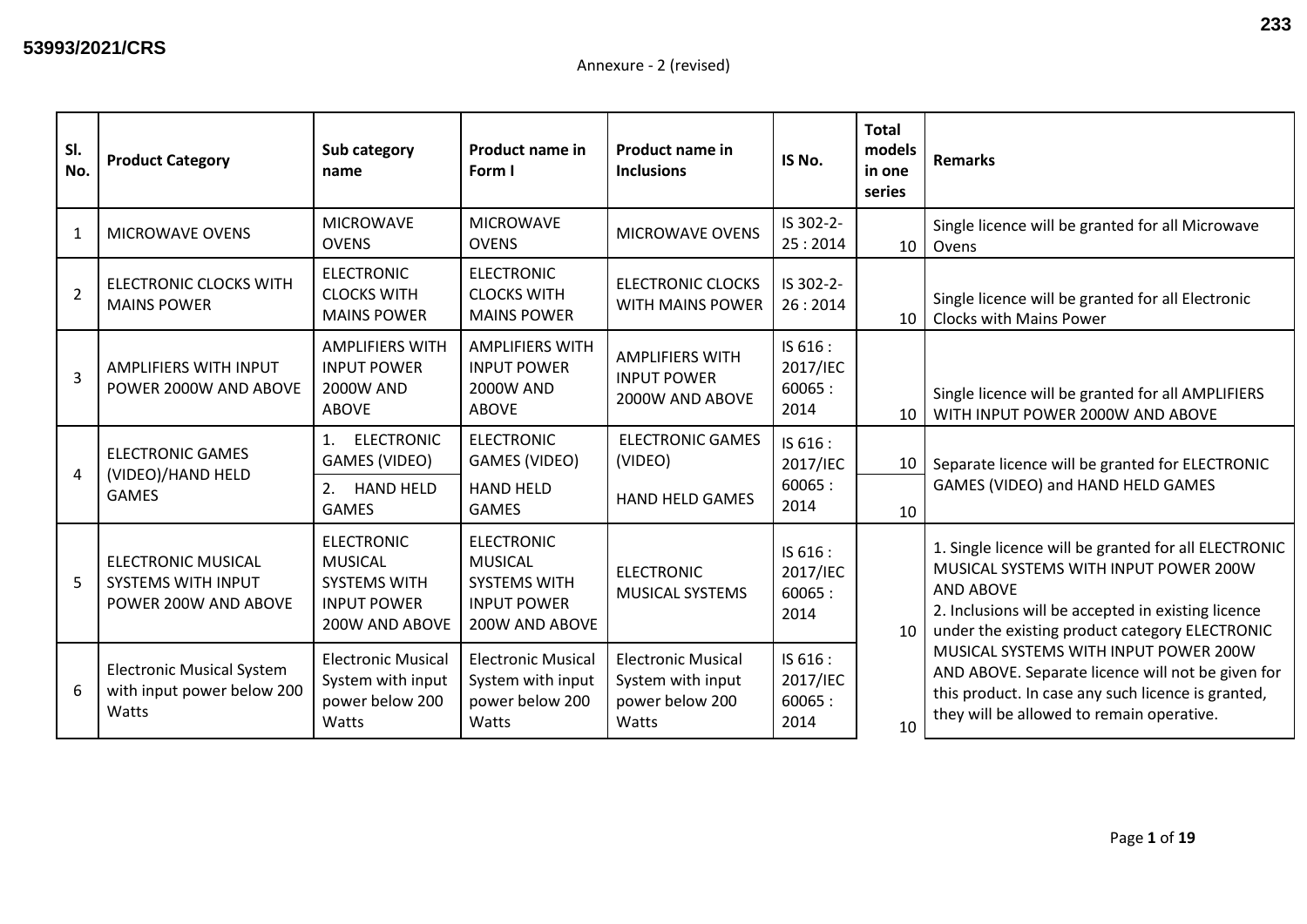Annexure - 2 (revised)

| Sl. No. | Product Category | Sub category name | Product name in Form I | Product name in Inclusions | IS No. | Total models in one series | Remarks |
|---|---|---|---|---|---|---|---|
| 1 | MICROWAVE OVENS | MICROWAVE OVENS | MICROWAVE OVENS | MICROWAVE OVENS | IS 302-2-25 : 2014 | 10 | Single licence will be granted for all Microwave Ovens |
| 2 | ELECTRONIC CLOCKS WITH MAINS POWER | ELECTRONIC CLOCKS WITH MAINS POWER | ELECTRONIC CLOCKS WITH MAINS POWER | ELECTRONIC CLOCKS WITH MAINS POWER | IS 302-2-26 : 2014 | 10 | Single licence will be granted for all Electronic Clocks with Mains Power |
| 3 | AMPLIFIERS WITH INPUT POWER 2000W AND ABOVE | AMPLIFIERS WITH INPUT POWER 2000W AND ABOVE | AMPLIFIERS WITH INPUT POWER 2000W AND ABOVE | AMPLIFIERS WITH INPUT POWER 2000W AND ABOVE | IS 616 : 2017/IEC 60065 : 2014 | 10 | Single licence will be granted for all AMPLIFIERS WITH INPUT POWER 2000W AND ABOVE |
| 4 | ELECTRONIC GAMES (VIDEO)/HAND HELD GAMES | 1. ELECTRONIC GAMES (VIDEO) | ELECTRONIC GAMES (VIDEO) | ELECTRONIC GAMES (VIDEO) | IS 616 : 2017/IEC 60065 : 2014 | 10 | Separate licence will be granted for ELECTRONIC GAMES (VIDEO) and HAND HELD GAMES |
| | | 2. HAND HELD GAMES | HAND HELD GAMES | HAND HELD GAMES | | 10 | |
| 5 | ELECTRONIC MUSICAL SYSTEMS WITH INPUT POWER 200W AND ABOVE | ELECTRONIC MUSICAL SYSTEMS WITH INPUT POWER 200W AND ABOVE | ELECTRONIC MUSICAL SYSTEMS WITH INPUT POWER 200W AND ABOVE | ELECTRONIC MUSICAL SYSTEMS | IS 616 : 2017/IEC 60065 : 2014 | 10 | 1. Single licence will be granted for all ELECTRONIC MUSICAL SYSTEMS WITH INPUT POWER 200W AND ABOVE<br>2. Inclusions will be accepted in existing licence under the existing product category ELECTRONIC MUSICAL SYSTEMS WITH INPUT POWER 200W AND ABOVE. Separate licence will not be given for this product. In case any such licence is granted, they will be allowed to remain operative. |
| 6 | Electronic Musical System with input power below 200 Watts | Electronic Musical System with input power below 200 Watts | Electronic Musical System with input power below 200 Watts | Electronic Musical System with input power below 200 Watts | IS 616 : 2017/IEC 60065 : 2014 | 10 | |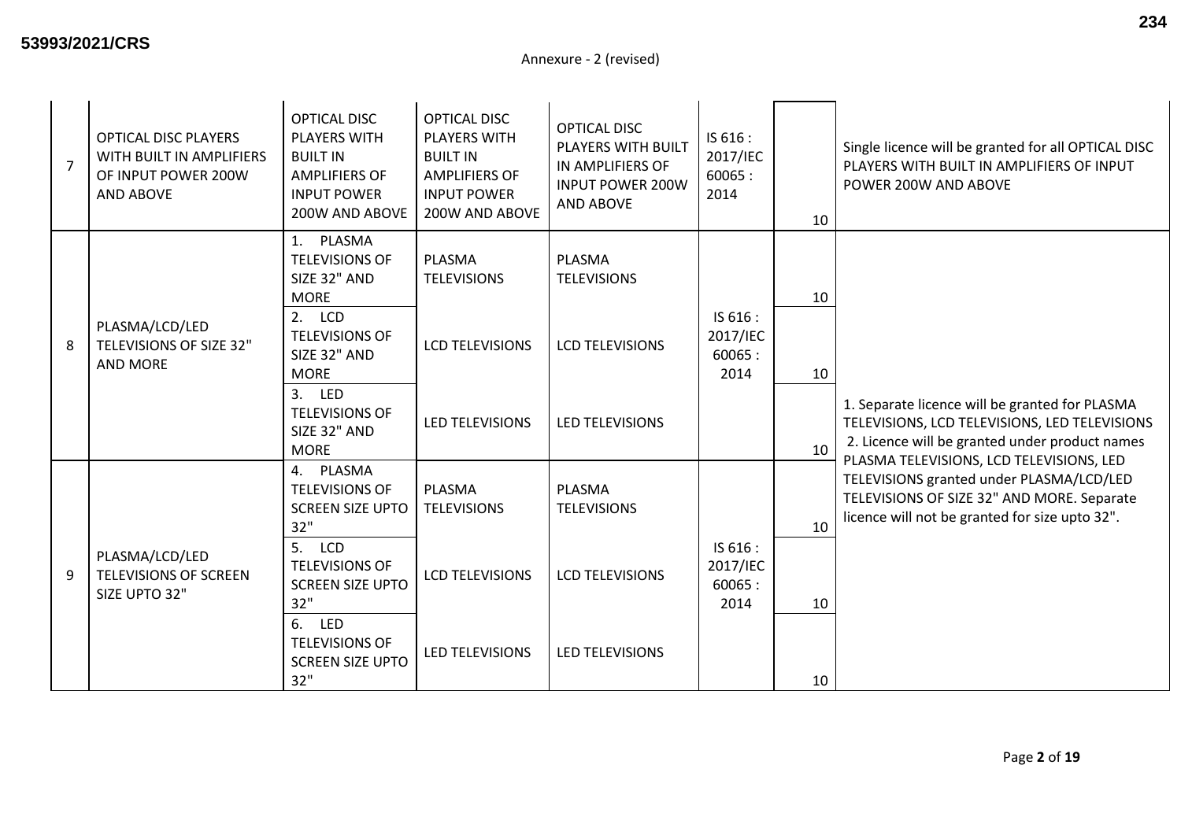Annexure - 2 (revised)

| | | | | | | | |
|---|---|---|---|---|---|---|---|
| 7 | OPTICAL DISC PLAYERS WITH BUILT IN AMPLIFIERS OF INPUT POWER 200W AND ABOVE | OPTICAL DISC PLAYERS WITH BUILT IN AMPLIFIERS OF INPUT POWER 200W AND ABOVE | OPTICAL DISC PLAYERS WITH BUILT IN AMPLIFIERS OF INPUT POWER 200W AND ABOVE | OPTICAL DISC PLAYERS WITH BUILT IN AMPLIFIERS OF INPUT POWER 200W AND ABOVE | IS 616 : 2017/IEC 60065 : 2014 | 10 | Single licence will be granted for all OPTICAL DISC PLAYERS WITH BUILT IN AMPLIFIERS OF INPUT POWER 200W AND ABOVE |
| 8 | PLASMA/LCD/LED TELEVISIONS OF SIZE 32" AND MORE | 1. PLASMA TELEVISIONS OF SIZE 32" AND MORE | PLASMA TELEVISIONS | PLASMA TELEVISIONS | IS 616 : 2017/IEC 60065 : 2014 | 10 | 1. Separate licence will be granted for PLASMA TELEVISIONS, LCD TELEVISIONS, LED TELEVISIONS 2. Licence will be granted under product names PLASMA TELEVISIONS, LCD TELEVISIONS, LED TELEVISIONS granted under PLASMA/LCD/LED TELEVISIONS OF SIZE 32" AND MORE. Separate licence will not be granted for size upto 32". |
| | | 2. LCD TELEVISIONS OF SIZE 32" AND MORE | LCD TELEVISIONS | LCD TELEVISIONS | | 10 | |
| | | 3. LED TELEVISIONS OF SIZE 32" AND MORE | LED TELEVISIONS | LED TELEVISIONS | | 10 | |
| 9 | PLASMA/LCD/LED TELEVISIONS OF SCREEN SIZE UPTO 32" | 4. PLASMA TELEVISIONS OF SCREEN SIZE UPTO 32" | PLASMA TELEVISIONS | PLASMA TELEVISIONS | IS 616 : 2017/IEC 60065 : 2014 | 10 | |
| | | 5. LCD TELEVISIONS OF SCREEN SIZE UPTO 32" | LCD TELEVISIONS | LCD TELEVISIONS | | 10 | |
| | | 6. LED TELEVISIONS OF SCREEN SIZE UPTO 32" | LED TELEVISIONS | LED TELEVISIONS | | 10 | |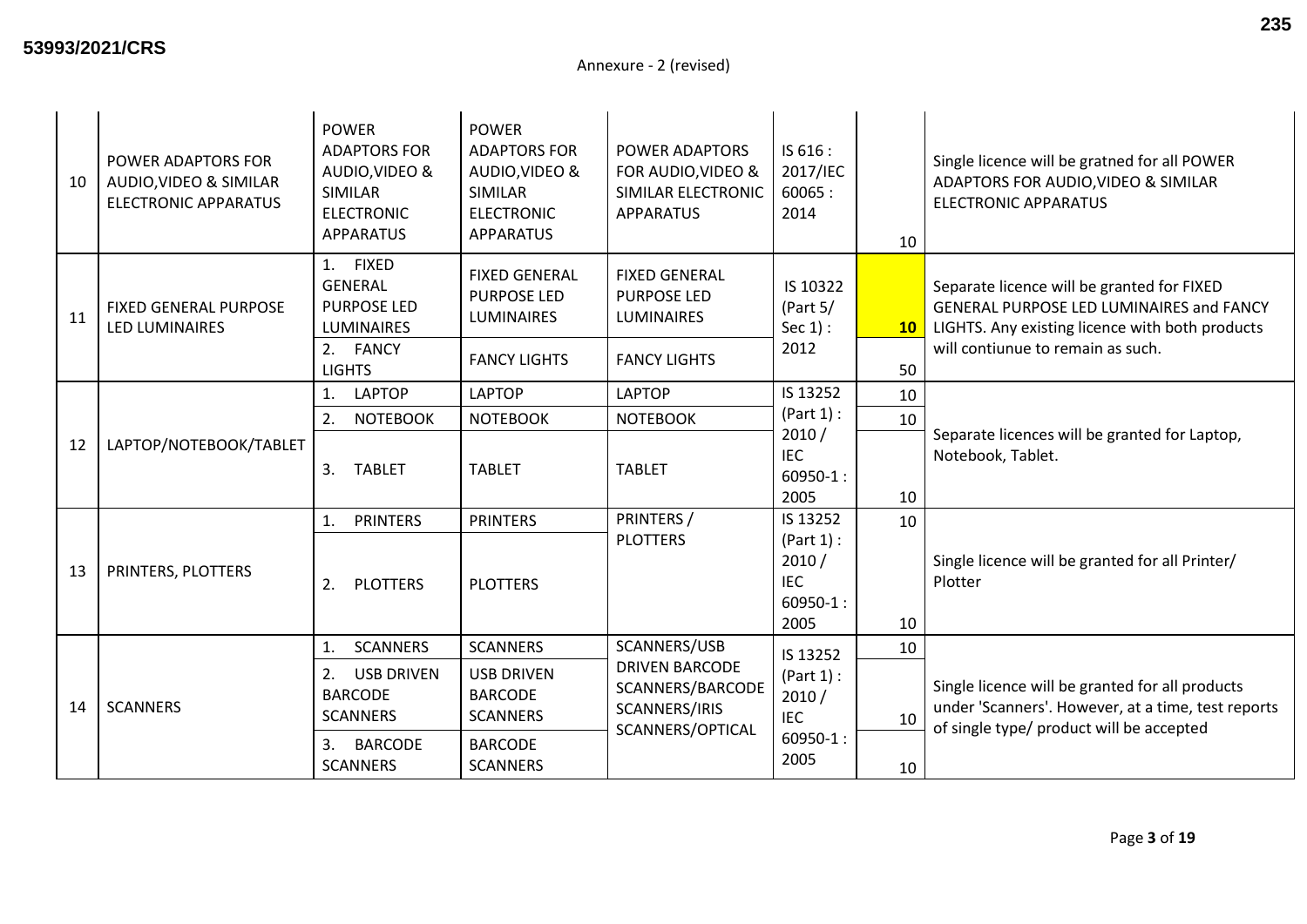53993/2021/CRS

Annexure - 2 (revised)

| | | | | | | | |
|---|---|---|---|---|---|---|---|
| 10 | POWER ADAPTORS FOR AUDIO,VIDEO & SIMILAR ELECTRONIC APPARATUS | POWER ADAPTORS FOR AUDIO,VIDEO & SIMILAR ELECTRONIC APPARATUS | POWER ADAPTORS FOR AUDIO,VIDEO & SIMILAR ELECTRONIC APPARATUS | POWER ADAPTORS FOR AUDIO,VIDEO & SIMILAR ELECTRONIC APPARATUS | IS 616 : 2017/IEC 60065 : 2014 | 10 | Single licence will be gratned for all POWER ADAPTORS FOR AUDIO,VIDEO & SIMILAR ELECTRONIC APPARATUS |
| 11 | FIXED GENERAL PURPOSE LED LUMINAIRES | 1. FIXED GENERAL PURPOSE LED LUMINAIRES | FIXED GENERAL PURPOSE LED LUMINAIRES | FIXED GENERAL PURPOSE LED LUMINAIRES | IS 10322 (Part 5/ Sec 1) : 2012 | **10** | Separate licence will be granted for FIXED GENERAL PURPOSE LED LUMINAIRES and FANCY LIGHTS. Any existing licence with both products will contiunue to remain as such. |
| | | 2. FANCY LIGHTS | FANCY LIGHTS | FANCY LIGHTS | | 50 | |
| 12 | LAPTOP/NOTEBOOK/TABLET | 1. LAPTOP | LAPTOP | LAPTOP | IS 13252 (Part 1) : 2010 / IEC 60950-1 : 2005 | 10 | Separate licences will be granted for Laptop, Notebook, Tablet. |
| | | 2. NOTEBOOK | NOTEBOOK | NOTEBOOK | | 10 | |
| | | 3. TABLET | TABLET | TABLET | | 10 | |
| 13 | PRINTERS, PLOTTERS | 1. PRINTERS | PRINTERS | PRINTERS / PLOTTERS | IS 13252 (Part 1) : 2010 / IEC 60950-1 : 2005 | 10 | Single licence will be granted for all Printer/ Plotter |
| | | 2. PLOTTERS | PLOTTERS | | | 10 | |
| 14 | SCANNERS | 1. SCANNERS | SCANNERS | SCANNERS/USB DRIVEN BARCODE SCANNERS/BARCODE SCANNERS/IRIS SCANNERS/OPTICAL | IS 13252 (Part 1) : 2010 / IEC 60950-1 : 2005 | 10 | Single licence will be granted for all products under 'Scanners'. However, at a time, test reports of single type/ product will be accepted |
| | | 2. USB DRIVEN BARCODE SCANNERS | USB DRIVEN BARCODE SCANNERS | | | 10 | |
| | | 3. BARCODE SCANNERS | BARCODE SCANNERS | | | 10 | |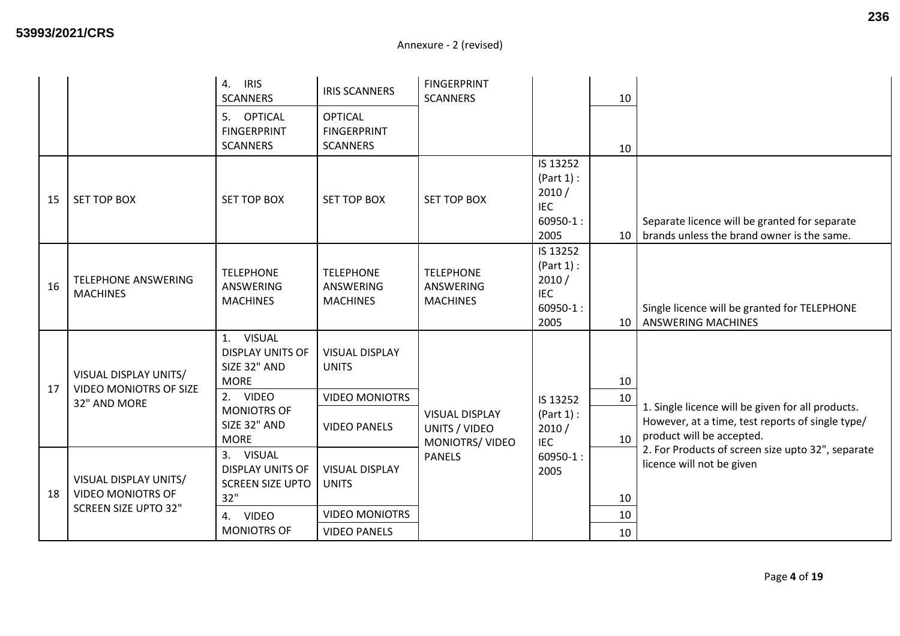Annexure - 2 (revised)

| | | | | | | | |
|---|---|---|---|---|---|---|---|
| | | 4. IRIS SCANNERS | IRIS SCANNERS | FINGERPRINT SCANNERS | | 10 | |
| | | 5. OPTICAL FINGERPRINT SCANNERS | OPTICAL FINGERPRINT SCANNERS | | | 10 | |
| 15 | SET TOP BOX | SET TOP BOX | SET TOP BOX | SET TOP BOX | IS 13252 (Part 1) : 2010 / IEC 60950-1 : 2005 | 10 | Separate licence will be granted for separate brands unless the brand owner is the same. |
| 16 | TELEPHONE ANSWERING MACHINES | TELEPHONE ANSWERING MACHINES | TELEPHONE ANSWERING MACHINES | TELEPHONE ANSWERING MACHINES | IS 13252 (Part 1) : 2010 / IEC 60950-1 : 2005 | 10 | Single licence will be granted for TELEPHONE ANSWERING MACHINES |
| 17 | VISUAL DISPLAY UNITS/ VIDEO MONIOTRS OF SIZE 32" AND MORE | 1. VISUAL DISPLAY UNITS OF SIZE 32" AND MORE | VISUAL DISPLAY UNITS | VISUAL DISPLAY UNITS / VIDEO MONIOTRS/ VIDEO PANELS | IS 13252 (Part 1) : 2010 / IEC 60950-1 : 2005 | 10 | 1. Single licence will be given for all products. However, at a time, test reports of single type/ product will be accepted.<br>2. For Products of screen size upto 32", separate licence will not be given |
| | | 2. VIDEO MONIOTRS OF SIZE 32" AND MORE | VIDEO MONIOTRS | | | 10 | |
| | | | VIDEO PANELS | | | 10 | |
| 18 | VISUAL DISPLAY UNITS/ VIDEO MONIOTRS OF SCREEN SIZE UPTO 32" | 3. VISUAL DISPLAY UNITS OF SCREEN SIZE UPTO 32" | VISUAL DISPLAY UNITS | | | 10 | |
| | | 4. VIDEO MONIOTRS OF | VIDEO MONIOTRS | | | 10 | |
| | | | VIDEO PANELS | | | 10 | |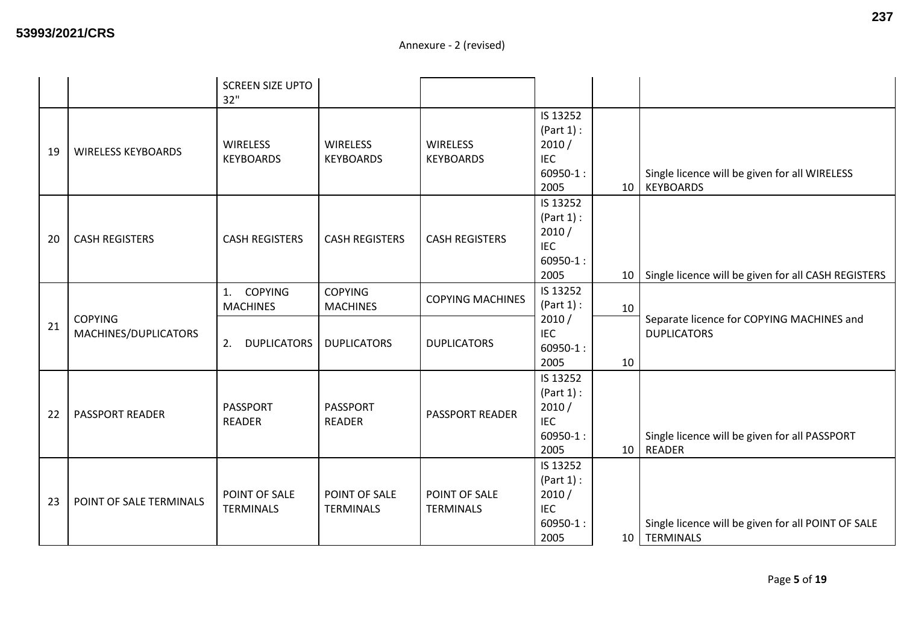Annexure - 2 (revised)

| | | | | | | | |
|---|---|---|---|---|---|---|---|
| | | SCREEN SIZE UPTO 32" | | | | | |
| 19 | WIRELESS KEYBOARDS | WIRELESS KEYBOARDS | WIRELESS KEYBOARDS | WIRELESS KEYBOARDS | IS 13252 (Part 1) : 2010 / IEC 60950-1 : 2005 | 10 | Single licence will be given for all WIRELESS KEYBOARDS |
| 20 | CASH REGISTERS | CASH REGISTERS | CASH REGISTERS | CASH REGISTERS | IS 13252 (Part 1) : 2010 / IEC 60950-1 : 2005 | 10 | Single licence will be given for all CASH REGISTERS |
| 21 | COPYING MACHINES/DUPLICATORS | 1. COPYING MACHINES | COPYING MACHINES | COPYING MACHINES | IS 13252 (Part 1) : 2010 / IEC 60950-1 : 2005 | 10 | Separate licence for COPYING MACHINES and DUPLICATORS |
| | | 2. DUPLICATORS | DUPLICATORS | DUPLICATORS | | 10 | |
| 22 | PASSPORT READER | PASSPORT READER | PASSPORT READER | PASSPORT READER | IS 13252 (Part 1) : 2010 / IEC 60950-1 : 2005 | 10 | Single licence will be given for all PASSPORT READER |
| 23 | POINT OF SALE TERMINALS | POINT OF SALE TERMINALS | POINT OF SALE TERMINALS | POINT OF SALE TERMINALS | IS 13252 (Part 1) : 2010 / IEC 60950-1 : 2005 | 10 | Single licence will be given for all POINT OF SALE TERMINALS |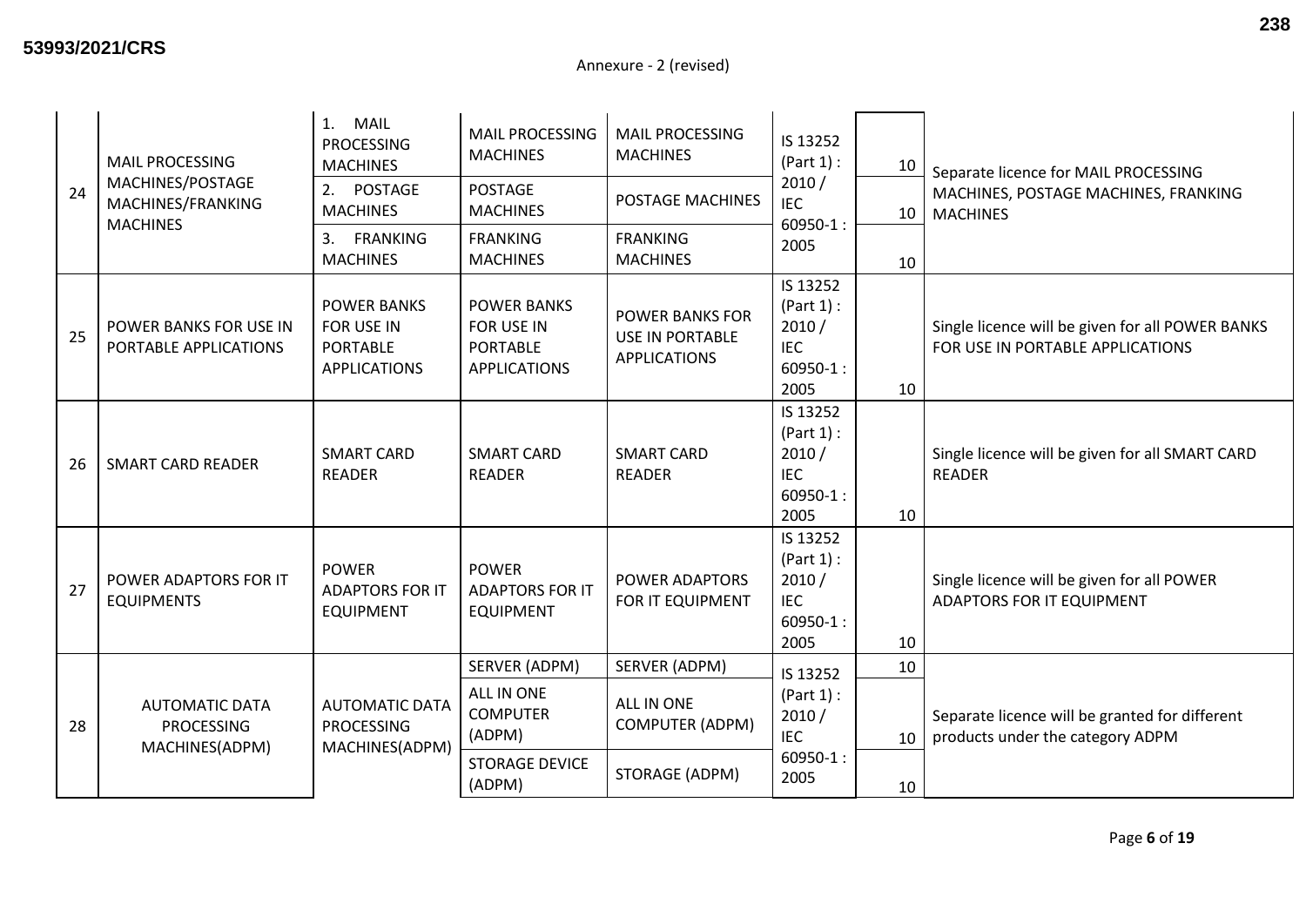Annexure - 2 (revised)

| | | | | | | | |
|---|---|---|---|---|---|---|---|
| 24 | MAIL PROCESSING MACHINES/POSTAGE MACHINES/FRANKING MACHINES | 1. MAIL PROCESSING MACHINES | MAIL PROCESSING MACHINES | MAIL PROCESSING MACHINES | IS 13252 (Part 1) : 2010 / IEC 60950-1 : 2005 | 10 | Separate licence for MAIL PROCESSING MACHINES, POSTAGE MACHINES, FRANKING MACHINES |
| | | 2. POSTAGE MACHINES | POSTAGE MACHINES | POSTAGE MACHINES | | 10 | |
| | | 3. FRANKING MACHINES | FRANKING MACHINES | FRANKING MACHINES | | 10 | |
| 25 | POWER BANKS FOR USE IN PORTABLE APPLICATIONS | POWER BANKS FOR USE IN PORTABLE APPLICATIONS | POWER BANKS FOR USE IN PORTABLE APPLICATIONS | POWER BANKS FOR USE IN PORTABLE APPLICATIONS | IS 13252 (Part 1) : 2010 / IEC 60950-1 : 2005 | 10 | Single licence will be given for all POWER BANKS FOR USE IN PORTABLE APPLICATIONS |
| 26 | SMART CARD READER | SMART CARD READER | SMART CARD READER | SMART CARD READER | IS 13252 (Part 1) : 2010 / IEC 60950-1 : 2005 | 10 | Single licence will be given for all SMART CARD READER |
| 27 | POWER ADAPTORS FOR IT EQUIPMENTS | POWER ADAPTORS FOR IT EQUIPMENT | POWER ADAPTORS FOR IT EQUIPMENT | POWER ADAPTORS FOR IT EQUIPMENT | IS 13252 (Part 1) : 2010 / IEC 60950-1 : 2005 | 10 | Single licence will be given for all POWER ADAPTORS FOR IT EQUIPMENT |
| 28 | AUTOMATIC DATA PROCESSING MACHINES(ADPM) | AUTOMATIC DATA PROCESSING MACHINES(ADPM) | SERVER (ADPM) | SERVER (ADPM) | IS 13252 (Part 1) : 2010 / IEC 60950-1 : 2005 | 10 | Separate licence will be granted for different products under the category ADPM |
| | | | ALL IN ONE COMPUTER (ADPM) | ALL IN ONE COMPUTER (ADPM) | | 10 | |
| | | | STORAGE DEVICE (ADPM) | STORAGE (ADPM) | | 10 | |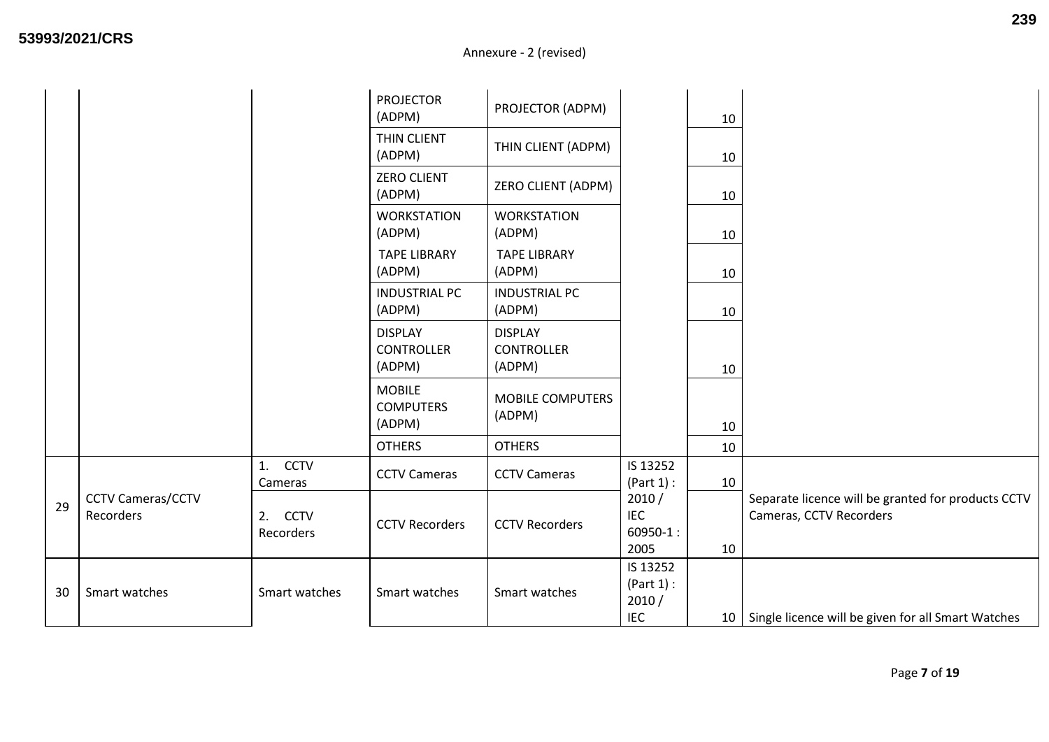Annexure - 2 (revised)

| | | | | | | | |
|---|---|---|---|---|---|---|---|
| | | | PROJECTOR (ADPM) | PROJECTOR (ADPM) | | 10 | |
| | | | THIN CLIENT (ADPM) | THIN CLIENT (ADPM) | | 10 | |
| | | | ZERO CLIENT (ADPM) | ZERO CLIENT (ADPM) | | 10 | |
| | | | WORKSTATION (ADPM) | WORKSTATION (ADPM) | | 10 | |
| | | | TAPE LIBRARY (ADPM) | TAPE LIBRARY (ADPM) | | 10 | |
| | | | INDUSTRIAL PC (ADPM) | INDUSTRIAL PC (ADPM) | | 10 | |
| | | | DISPLAY CONTROLLER (ADPM) | DISPLAY CONTROLLER (ADPM) | | 10 | |
| | | | MOBILE COMPUTERS (ADPM) | MOBILE COMPUTERS (ADPM) | | 10 | |
| | | | OTHERS | OTHERS | | 10 | |
| 29 | CCTV Cameras/CCTV Recorders | 1. CCTV Cameras | CCTV Cameras | CCTV Cameras | IS 13252 (Part 1) : 2010 / IEC 60950-1 : 2005 | 10 | Separate licence will be granted for products CCTV Cameras, CCTV Recorders |
| | | 2. CCTV Recorders | CCTV Recorders | CCTV Recorders | | 10 | |
| 30 | Smart watches | Smart watches | Smart watches | Smart watches | IS 13252 (Part 1) : 2010 / IEC | 10 | Single licence will be given for all Smart Watches |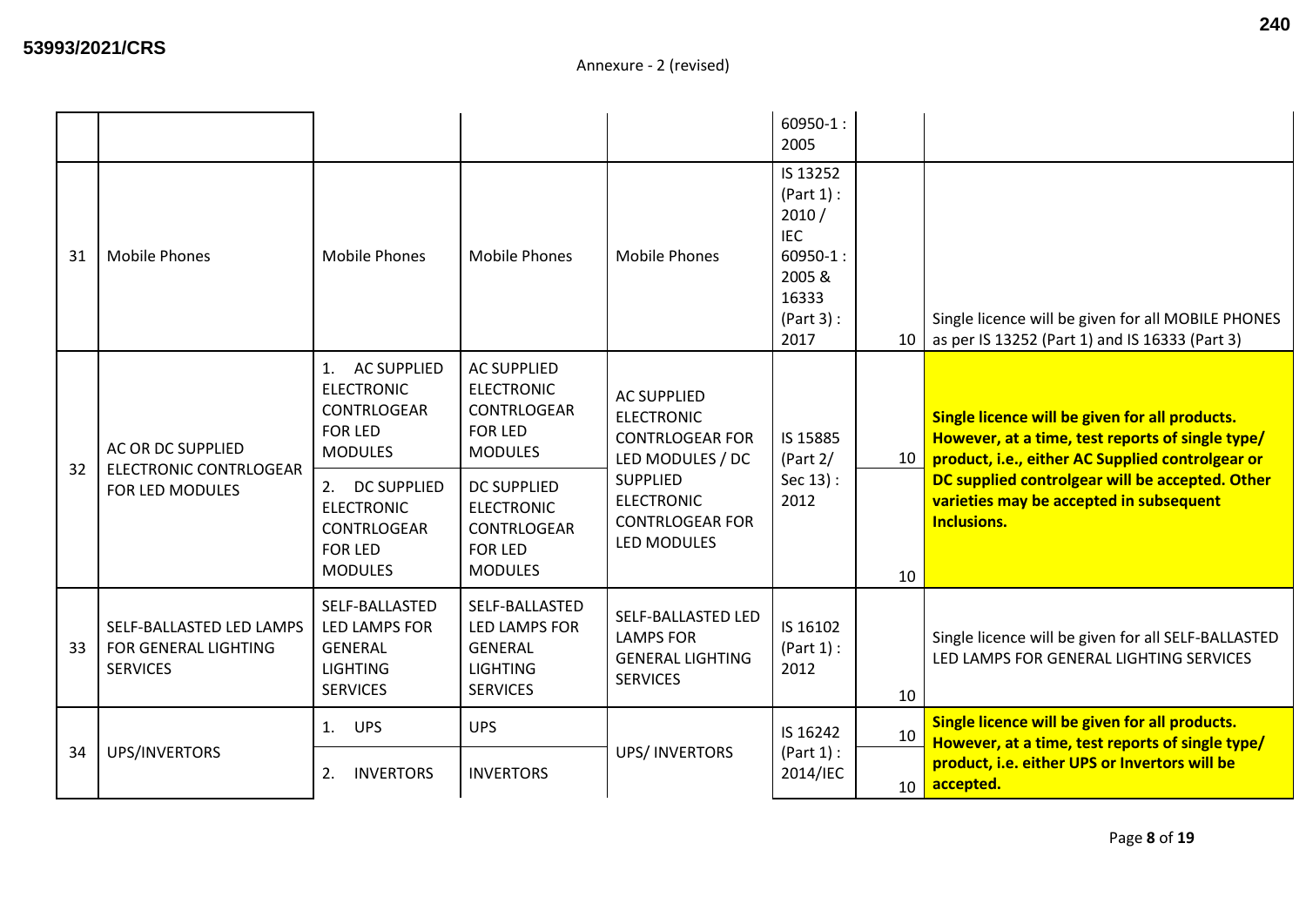Annexure - 2 (revised)

| | | | | | | | |
|---|---|---|---|---|---|---|---|
| | | | | | 60950-1 : 2005 | | |
| 31 | Mobile Phones | Mobile Phones | Mobile Phones | Mobile Phones | IS 13252 (Part 1) : 2010 / IEC 60950-1 : 2005 & 16333 (Part 3) : 2017 | 10 | Single licence will be given for all MOBILE PHONES as per IS 13252 (Part 1) and IS 16333 (Part 3) |
| 32 | AC OR DC SUPPLIED ELECTRONIC CONTRLOGEAR FOR LED MODULES | 1. AC SUPPLIED ELECTRONIC CONTRLOGEAR FOR LED MODULES | AC SUPPLIED ELECTRONIC CONTRLOGEAR FOR LED MODULES | AC SUPPLIED ELECTRONIC CONTRLOGEAR FOR LED MODULES / DC SUPPLIED ELECTRONIC CONTRLOGEAR FOR LED MODULES | IS 15885 (Part 2/ Sec 13) : 2012 | 10 | **Single licence will be given for all products. However, at a time, test reports of single type/ product, i.e., either AC Supplied controlgear or DC supplied controlgear will be accepted. Other varieties may be accepted in subsequent Inclusions.** |
| | | 2. DC SUPPLIED ELECTRONIC CONTRLOGEAR FOR LED MODULES | DC SUPPLIED ELECTRONIC CONTRLOGEAR FOR LED MODULES | | | 10 | |
| 33 | SELF-BALLASTED LED LAMPS FOR GENERAL LIGHTING SERVICES | SELF-BALLASTED LED LAMPS FOR GENERAL LIGHTING SERVICES | SELF-BALLASTED LED LAMPS FOR GENERAL LIGHTING SERVICES | SELF-BALLASTED LED LAMPS FOR GENERAL LIGHTING SERVICES | IS 16102 (Part 1) : 2012 | 10 | Single licence will be given for all SELF-BALLASTED LED LAMPS FOR GENERAL LIGHTING SERVICES |
| 34 | UPS/INVERTORS | 1. UPS | UPS | UPS/ INVERTORS | IS 16242 (Part 1) : 2014/IEC | 10 | **Single licence will be given for all products. However, at a time, test reports of single type/ product, i.e. either UPS or Invertors will be accepted.** |
| | | 2. INVERTORS | INVERTORS | | | 10 | |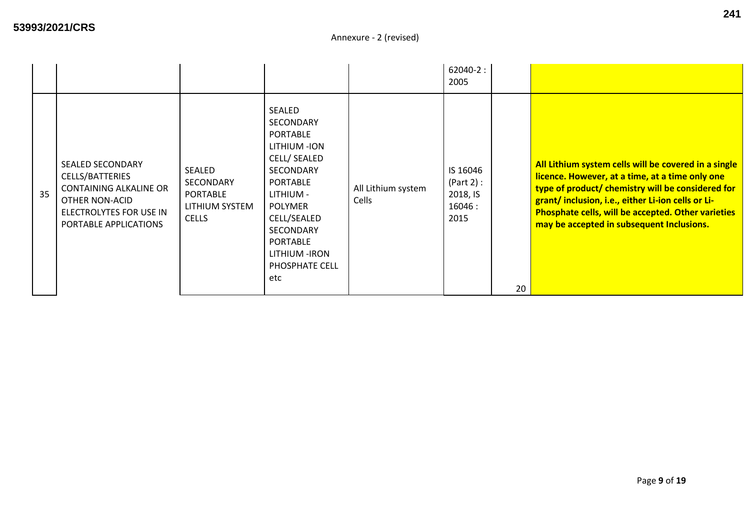Annexure - 2 (revised)

| | | | | | | | |
|---|---|---|---|---|---|---|---|
| | | | | | 62040-2 : 2005 | | |
| 35 | SEALED SECONDARY CELLS/BATTERIES CONTAINING ALKALINE OR OTHER NON-ACID ELECTROLYTES FOR USE IN PORTABLE APPLICATIONS | SEALED SECONDARY PORTABLE LITHIUM SYSTEM CELLS | SEALED SECONDARY PORTABLE LITHIUM -ION CELL/ SEALED SECONDARY PORTABLE LITHIUM - POLYMER CELL/SEALED SECONDARY PORTABLE LITHIUM -IRON PHOSPHATE CELL etc | All Lithium system Cells | IS 16046 (Part 2) : 2018, IS 16046 : 2015 | 20 | **All Lithium system cells will be covered in a single licence. However, at a time, at a time only one type of product/ chemistry will be considered for grant/ inclusion, i.e., either Li-ion cells or Li-Phosphate cells, will be accepted. Other varieties may be accepted in subsequent Inclusions.** |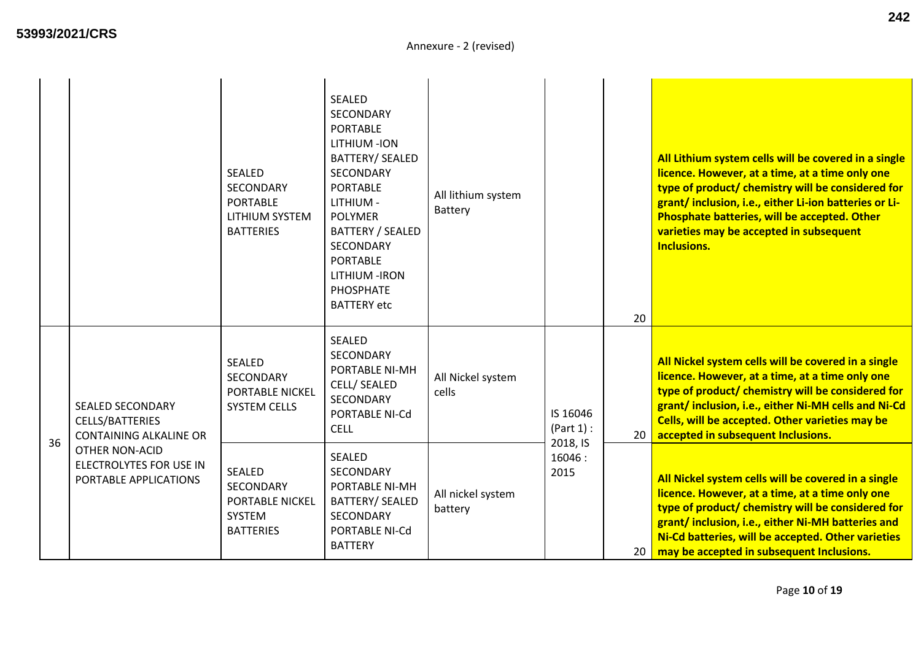Annexure - 2 (revised)

| | | | | | | | |
|---|---|---|---|---|---|---|---|
| | | SEALED SECONDARY PORTABLE LITHIUM SYSTEM BATTERIES | SEALED SECONDARY PORTABLE LITHIUM -ION BATTERY/ SEALED SECONDARY PORTABLE LITHIUM - POLYMER BATTERY / SEALED SECONDARY PORTABLE LITHIUM -IRON PHOSPHATE BATTERY etc | All lithium system Battery | | 20 | **All Lithium system cells will be covered in a single licence. However, at a time, at a time only one type of product/ chemistry will be considered for grant/ inclusion, i.e., either Li-ion batteries or Li-Phosphate batteries, will be accepted. Other varieties may be accepted in subsequent Inclusions.** |
| 36 | SEALED SECONDARY CELLS/BATTERIES CONTAINING ALKALINE OR OTHER NON-ACID ELECTROLYTES FOR USE IN PORTABLE APPLICATIONS | SEALED SECONDARY PORTABLE NICKEL SYSTEM CELLS | SEALED SECONDARY PORTABLE NI-MH CELL/ SEALED SECONDARY PORTABLE NI-Cd CELL | All Nickel system cells | IS 16046 (Part 1) : 2018, IS 16046 : 2015 | 20 | **All Nickel system cells will be covered in a single licence. However, at a time, at a time only one type of product/ chemistry will be considered for grant/ inclusion, i.e., either Ni-MH cells and Ni-Cd Cells, will be accepted. Other varieties may be accepted in subsequent Inclusions.** |
| | | SEALED SECONDARY PORTABLE NICKEL SYSTEM BATTERIES | SEALED SECONDARY PORTABLE NI-MH BATTERY/ SEALED SECONDARY PORTABLE NI-Cd BATTERY | All nickel system battery | | 20 | **All Nickel system cells will be covered in a single licence. However, at a time, at a time only one type of product/ chemistry will be considered for grant/ inclusion, i.e., either Ni-MH batteries and Ni-Cd batteries, will be accepted. Other varieties may be accepted in subsequent Inclusions.** |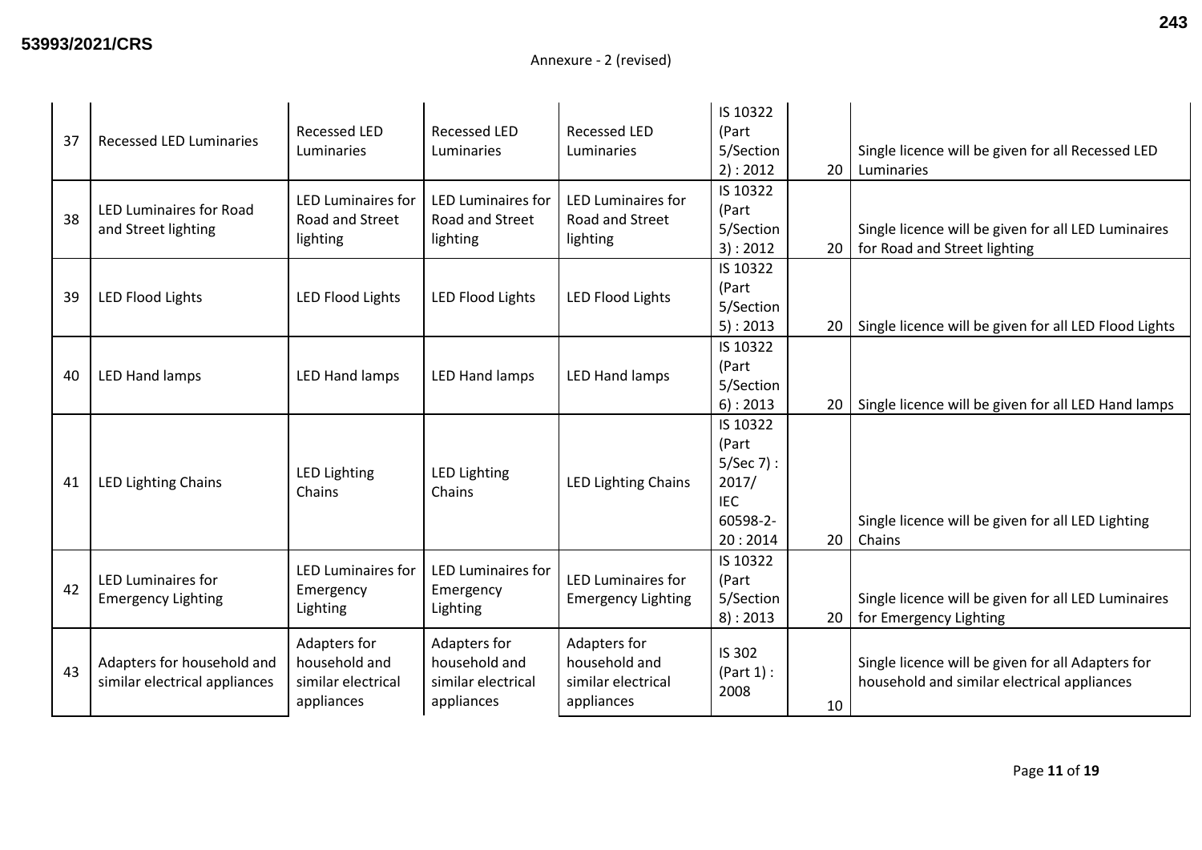Annexure - 2 (revised)

| | | | | | | | |
|---|---|---|---|---|---|---|---|
| 37 | Recessed LED Luminaries | Recessed LED Luminaries | Recessed LED Luminaries | Recessed LED Luminaries | IS 10322 (Part 5/Section 2) : 2012 | 20 | Single licence will be given for all Recessed LED Luminaries |
| 38 | LED Luminaires for Road and Street lighting | LED Luminaires for Road and Street lighting | LED Luminaires for Road and Street lighting | LED Luminaires for Road and Street lighting | IS 10322 (Part 5/Section 3) : 2012 | 20 | Single licence will be given for all LED Luminaires for Road and Street lighting |
| 39 | LED Flood Lights | LED Flood Lights | LED Flood Lights | LED Flood Lights | IS 10322 (Part 5/Section 5) : 2013 | 20 | Single licence will be given for all LED Flood Lights |
| 40 | LED Hand lamps | LED Hand lamps | LED Hand lamps | LED Hand lamps | IS 10322 (Part 5/Section 6) : 2013 | 20 | Single licence will be given for all LED Hand lamps |
| 41 | LED Lighting Chains | LED Lighting Chains | LED Lighting Chains | LED Lighting Chains | IS 10322 (Part 5/Sec 7) : 2017/ IEC 60598-2-20 : 2014 | 20 | Single licence will be given for all LED Lighting Chains |
| 42 | LED Luminaires for Emergency Lighting | LED Luminaires for Emergency Lighting | LED Luminaires for Emergency Lighting | LED Luminaires for Emergency Lighting | IS 10322 (Part 5/Section 8) : 2013 | 20 | Single licence will be given for all LED Luminaires for Emergency Lighting |
| 43 | Adapters for household and similar electrical appliances | Adapters for household and similar electrical appliances | Adapters for household and similar electrical appliances | Adapters for household and similar electrical appliances | IS 302 (Part 1) : 2008 | 10 | Single licence will be given for all Adapters for household and similar electrical appliances |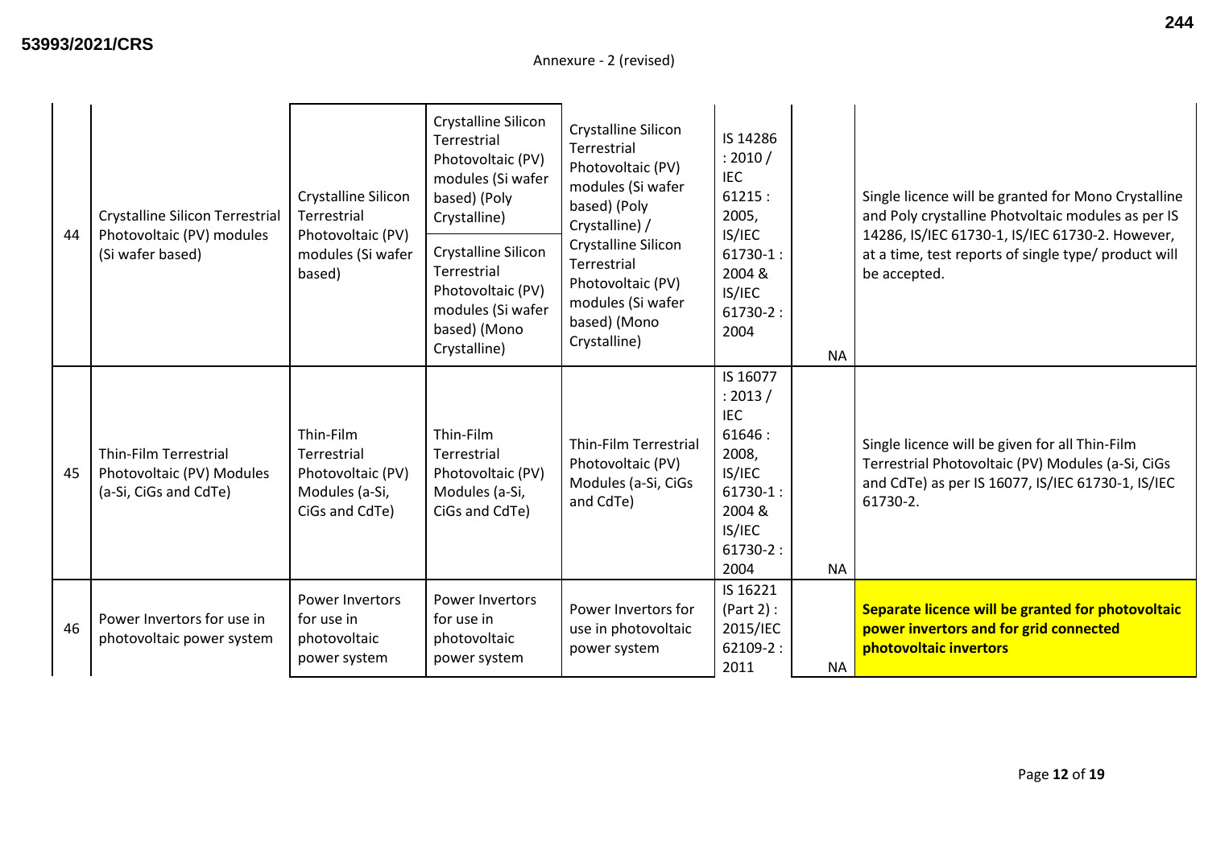Annexure - 2 (revised)

| | | | | | | | |
|---|---|---|---|---|---|---|---|
| 44 | Crystalline Silicon Terrestrial Photovoltaic (PV) modules (Si wafer based) | Crystalline Silicon Terrestrial Photovoltaic (PV) modules (Si wafer based) | Crystalline Silicon Terrestrial Photovoltaic (PV) modules (Si wafer based) (Poly Crystalline) | Crystalline Silicon Terrestrial Photovoltaic (PV) modules (Si wafer based) (Poly Crystalline) / Crystalline Silicon Terrestrial Photovoltaic (PV) modules (Si wafer based) (Mono Crystalline) | IS 14286 : 2010 / IEC 61215 : 2005, IS/IEC 61730-1 : 2004 & IS/IEC 61730-2 : 2004 | NA | Single licence will be granted for Mono Crystalline and Poly crystalline Photvoltaic modules as per IS 14286, IS/IEC 61730-1, IS/IEC 61730-2. However, at a time, test reports of single type/ product will be accepted. |
| | | | Crystalline Silicon Terrestrial Photovoltaic (PV) modules (Si wafer based) (Mono Crystalline) | | | | |
| 45 | Thin-Film Terrestrial Photovoltaic (PV) Modules (a-Si, CiGs and CdTe) | Thin-Film Terrestrial Photovoltaic (PV) Modules (a-Si, CiGs and CdTe) | Thin-Film Terrestrial Photovoltaic (PV) Modules (a-Si, CiGs and CdTe) | Thin-Film Terrestrial Photovoltaic (PV) Modules (a-Si, CiGs and CdTe) | IS 16077 : 2013 / IEC 61646 : 2008, IS/IEC 61730-1 : 2004 & IS/IEC 61730-2 : 2004 | NA | Single licence will be given for all Thin-Film Terrestrial Photovoltaic (PV) Modules (a-Si, CiGs and CdTe) as per IS 16077, IS/IEC 61730-1, IS/IEC 61730-2. |
| 46 | Power Invertors for use in photovoltaic power system | Power Invertors for use in photovoltaic power system | Power Invertors for use in photovoltaic power system | Power Invertors for use in photovoltaic power system | IS 16221 (Part 2) : 2015/IEC 62109-2 : 2011 | NA | **Separate licence will be granted for photovoltaic power invertors and for grid connected photovoltaic invertors** |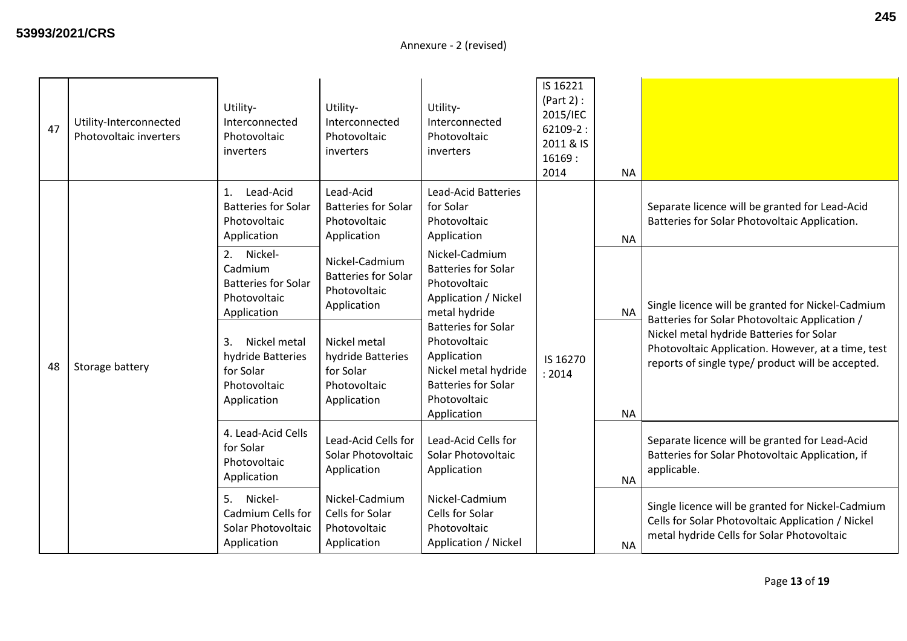Annexure - 2 (revised)

| | | | | | | | |
|---|---|---|---|---|---|---|---|
| 47 | Utility-Interconnected Photovoltaic inverters | Utility-Interconnected Photovoltaic inverters | Utility-Interconnected Photovoltaic inverters | Utility-Interconnected Photovoltaic inverters | IS 16221 (Part 2) : 2015/IEC 62109-2 : 2011 & IS 16169 : 2014 | NA | |
| 48 | Storage battery | 1. Lead-Acid Batteries for Solar Photovoltaic Application | Lead-Acid Batteries for Solar Photovoltaic Application | Lead-Acid Batteries for Solar Photovoltaic Application | IS 16270 : 2014 | NA | Separate licence will be granted for Lead-Acid Batteries for Solar Photovoltaic Application. |
| | | 2. Nickel-Cadmium Batteries for Solar Photovoltaic Application | Nickel-Cadmium Batteries for Solar Photovoltaic Application | Nickel-Cadmium Batteries for Solar Photovoltaic Application / Nickel metal hydride Batteries for Solar Photovoltaic Application Nickel metal hydride Batteries for Solar Photovoltaic Application | | NA | Single licence will be granted for Nickel-Cadmium Batteries for Solar Photovoltaic Application / Nickel metal hydride Batteries for Solar Photovoltaic Application. However, at a time, test reports of single type/ product will be accepted. |
| | | 3. Nickel metal hydride Batteries for Solar Photovoltaic Application | Nickel metal hydride Batteries for Solar Photovoltaic Application | | | NA | |
| | | 4. Lead-Acid Cells for Solar Photovoltaic Application | Lead-Acid Cells for Solar Photovoltaic Application | Lead-Acid Cells for Solar Photovoltaic Application | | NA | Separate licence will be granted for Lead-Acid Batteries for Solar Photovoltaic Application, if applicable. |
| | | 5. Nickel-Cadmium Cells for Solar Photovoltaic Application | Nickel-Cadmium Cells for Solar Photovoltaic Application | Nickel-Cadmium Cells for Solar Photovoltaic Application / Nickel | | NA | Single licence will be granted for Nickel-Cadmium Cells for Solar Photovoltaic Application / Nickel metal hydride Cells for Solar Photovoltaic |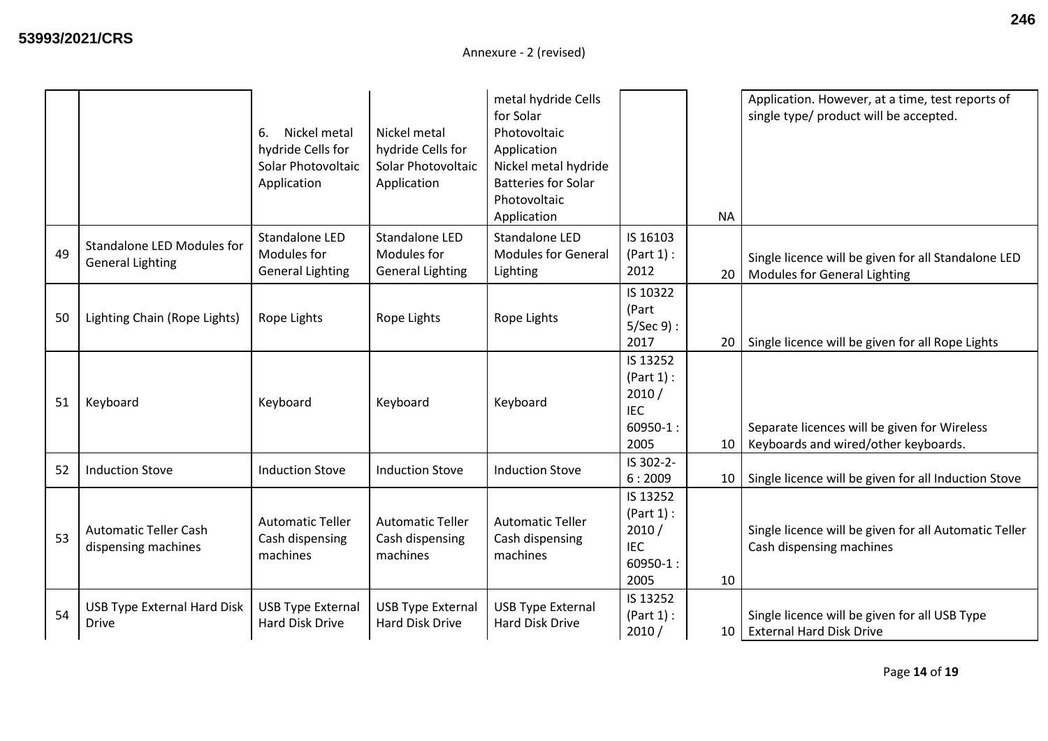Annexure - 2 (revised)

| | | | | | | | |
|---|---|---|---|---|---|---|---|
| | | 6. Nickel metal hydride Cells for Solar Photovoltaic Application | Nickel metal hydride Cells for Solar Photovoltaic Application | metal hydride Cells for Solar Photovoltaic Application Nickel metal hydride Batteries for Solar Photovoltaic Application | | NA | Application. However, at a time, test reports of single type/ product will be accepted. |
| 49 | Standalone LED Modules for General Lighting | Standalone LED Modules for General Lighting | Standalone LED Modules for General Lighting | Standalone LED Modules for General Lighting | IS 16103 (Part 1) : 2012 | 20 | Single licence will be given for all Standalone LED Modules for General Lighting |
| 50 | Lighting Chain (Rope Lights) | Rope Lights | Rope Lights | Rope Lights | IS 10322 (Part 5/Sec 9) : 2017 | 20 | Single licence will be given for all Rope Lights |
| 51 | Keyboard | Keyboard | Keyboard | Keyboard | IS 13252 (Part 1) : 2010 / IEC 60950-1 : 2005 | 10 | Separate licences will be given for Wireless Keyboards and wired/other keyboards. |
| 52 | Induction Stove | Induction Stove | Induction Stove | Induction Stove | IS 302-2-6 : 2009 | 10 | Single licence will be given for all Induction Stove |
| 53 | Automatic Teller Cash dispensing machines | Automatic Teller Cash dispensing machines | Automatic Teller Cash dispensing machines | Automatic Teller Cash dispensing machines | IS 13252 (Part 1) : 2010 / IEC 60950-1 : 2005 | 10 | Single licence will be given for all Automatic Teller Cash dispensing machines |
| 54 | USB Type External Hard Disk Drive | USB Type External Hard Disk Drive | USB Type External Hard Disk Drive | USB Type External Hard Disk Drive | IS 13252 (Part 1) : 2010 / | 10 | Single licence will be given for all USB Type External Hard Disk Drive |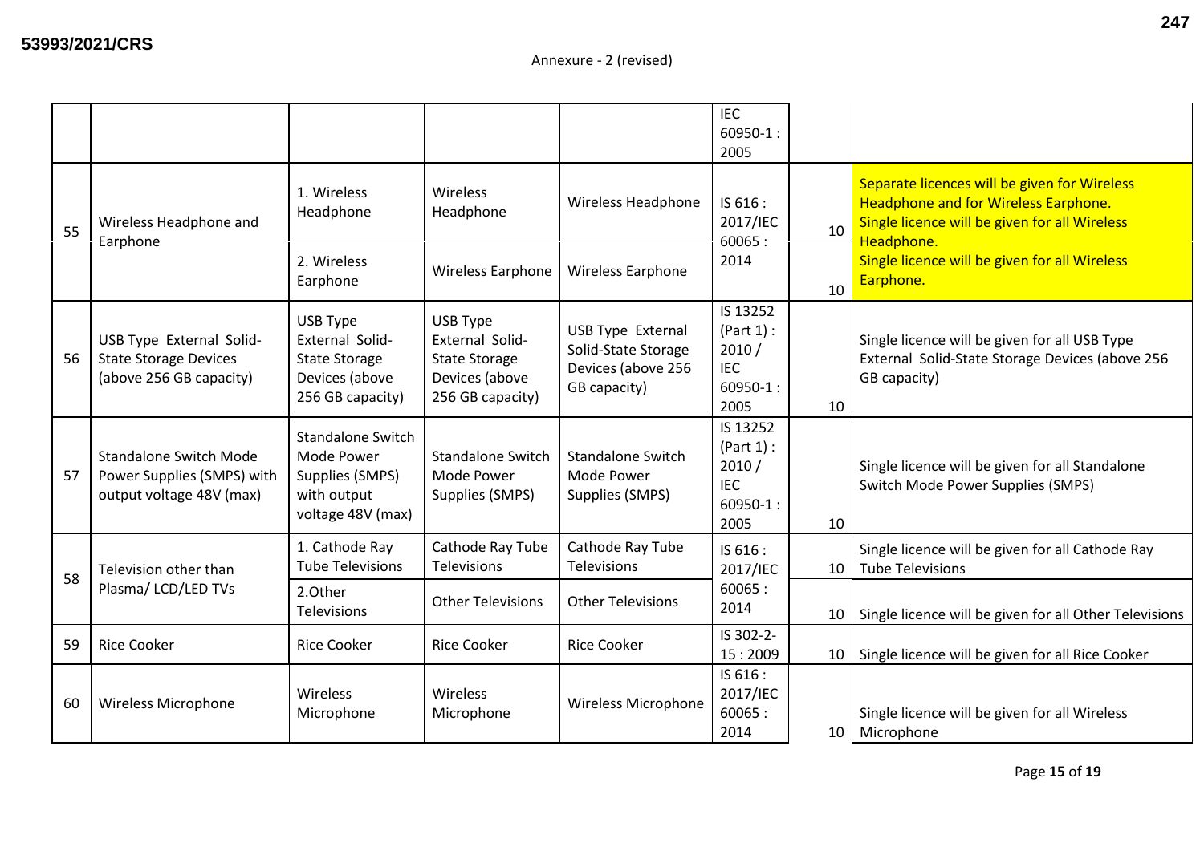Annexure - 2 (revised)

| | | | | | | | |
|---|---|---|---|---|---|---|---|
| | | | | | IEC 60950-1 : 2005 | | |
| 55 | Wireless Headphone and Earphone | 1. Wireless Headphone | Wireless Headphone | Wireless Headphone | IS 616 : 2017/IEC 60065 : 2014 | 10 | Separate licences will be given for Wireless Headphone and for Wireless Earphone. Single licence will be given for all Wireless Headphone. Single licence will be given for all Wireless Earphone. |
| | | 2. Wireless Earphone | Wireless Earphone | Wireless Earphone | | 10 | |
| 56 | USB Type External Solid-State Storage Devices (above 256 GB capacity) | USB Type External Solid-State Storage Devices (above 256 GB capacity) | USB Type External Solid-State Storage Devices (above 256 GB capacity) | USB Type External Solid-State Storage Devices (above 256 GB capacity) | IS 13252 (Part 1) : 2010 / IEC 60950-1 : 2005 | 10 | Single licence will be given for all USB Type External Solid-State Storage Devices (above 256 GB capacity) |
| 57 | Standalone Switch Mode Power Supplies (SMPS) with output voltage 48V (max) | Standalone Switch Mode Power Supplies (SMPS) with output voltage 48V (max) | Standalone Switch Mode Power Supplies (SMPS) | Standalone Switch Mode Power Supplies (SMPS) | IS 13252 (Part 1) : 2010 / IEC 60950-1 : 2005 | 10 | Single licence will be given for all Standalone Switch Mode Power Supplies (SMPS) |
| 58 | Television other than Plasma/ LCD/LED TVs | 1. Cathode Ray Tube Televisions | Cathode Ray Tube Televisions | Cathode Ray Tube Televisions | IS 616 : 2017/IEC 60065 : 2014 | 10 | Single licence will be given for all Cathode Ray Tube Televisions |
| | | 2.Other Televisions | Other Televisions | Other Televisions | | 10 | Single licence will be given for all Other Televisions |
| 59 | Rice Cooker | Rice Cooker | Rice Cooker | Rice Cooker | IS 302-2-15 : 2009 | 10 | Single licence will be given for all Rice Cooker |
| 60 | Wireless Microphone | Wireless Microphone | Wireless Microphone | Wireless Microphone | IS 616 : 2017/IEC 60065 : 2014 | 10 | Single licence will be given for all Wireless Microphone |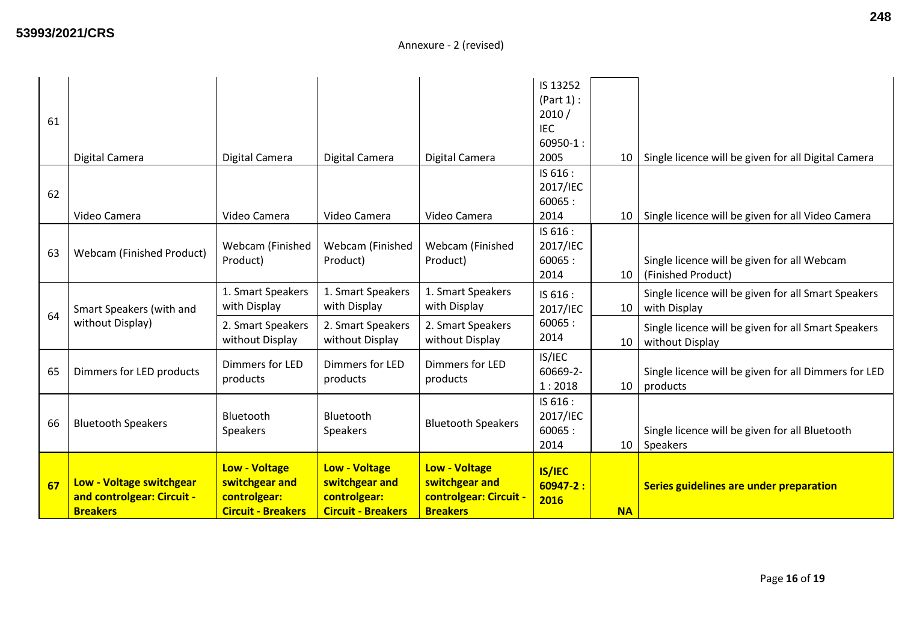Annexure - 2 (revised)

| | | | | | | | |
|---|---|---|---|---|---|---|---|
| 61 | Digital Camera | Digital Camera | Digital Camera | Digital Camera | IS 13252 (Part 1) : 2010 / IEC 60950-1 : 2005 | 10 | Single licence will be given for all Digital Camera |
| 62 | Video Camera | Video Camera | Video Camera | Video Camera | IS 616 : 2017/IEC 60065 : 2014 | 10 | Single licence will be given for all Video Camera |
| 63 | Webcam (Finished Product) | Webcam (Finished Product) | Webcam (Finished Product) | Webcam (Finished Product) | IS 616 : 2017/IEC 60065 : 2014 | 10 | Single licence will be given for all Webcam (Finished Product) |
| 64 | Smart Speakers (with and without Display) | 1. Smart Speakers with Display | 1. Smart Speakers with Display | 1. Smart Speakers with Display | IS 616 : 2017/IEC 60065 : 2014 | 10 | Single licence will be given for all Smart Speakers with Display |
| | | 2. Smart Speakers without Display | 2. Smart Speakers without Display | 2. Smart Speakers without Display | | 10 | Single licence will be given for all Smart Speakers without Display |
| 65 | Dimmers for LED products | Dimmers for LED products | Dimmers for LED products | Dimmers for LED products | IS/IEC 60669-2-1 : 2018 | 10 | Single licence will be given for all Dimmers for LED products |
| 66 | Bluetooth Speakers | Bluetooth Speakers | Bluetooth Speakers | Bluetooth Speakers | IS 616 : 2017/IEC 60065 : 2014 | 10 | Single licence will be given for all Bluetooth Speakers |
| **67** | **Low - Voltage switchgear and controlgear: Circuit - Breakers** | **Low - Voltage switchgear and controlgear: Circuit - Breakers** | **Low - Voltage switchgear and controlgear: Circuit - Breakers** | **Low - Voltage switchgear and controlgear: Circuit - Breakers** | **IS/IEC 60947-2 : 2016** | **NA** | **Series guidelines are under preparation** |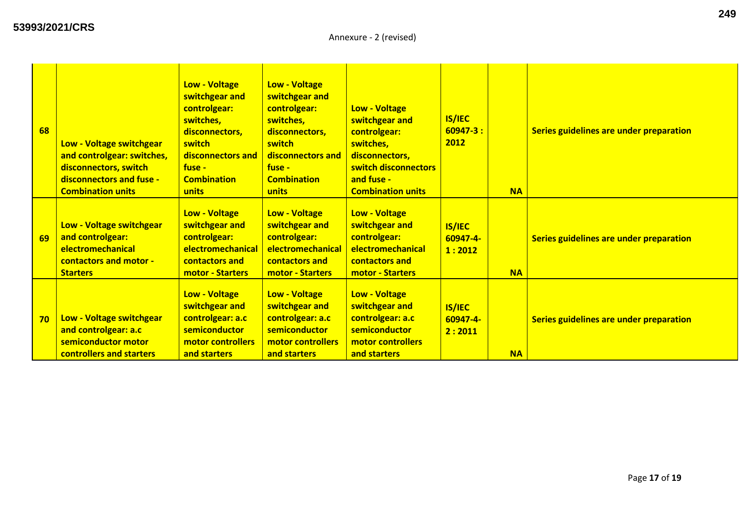Annexure - 2 (revised)

| | | | | | | | |
|---|---|---|---|---|---|---|---|
| **68** | **Low - Voltage switchgear and controlgear: switches, disconnectors, switch disconnectors and fuse - Combination units** | **Low - Voltage switchgear and controlgear: switches, disconnectors, switch disconnectors and fuse - Combination units** | **Low - Voltage switchgear and controlgear: switches, disconnectors, switch disconnectors and fuse - Combination units** | **Low - Voltage switchgear and controlgear: switches, disconnectors, switch disconnectors and fuse - Combination units** | **IS/IEC 60947-3 : 2012** | **NA** | **Series guidelines are under preparation** |
| **69** | **Low - Voltage switchgear and controlgear: electromechanical contactors and motor - Starters** | **Low - Voltage switchgear and controlgear: electromechanical contactors and motor - Starters** | **Low - Voltage switchgear and controlgear: electromechanical contactors and motor - Starters** | **Low - Voltage switchgear and controlgear: electromechanical contactors and motor - Starters** | **IS/IEC 60947-4-1 : 2012** | **NA** | **Series guidelines are under preparation** |
| **70** | **Low - Voltage switchgear and controlgear: a.c semiconductor motor controllers and starters** | **Low - Voltage switchgear and controlgear: a.c semiconductor motor controllers and starters** | **Low - Voltage switchgear and controlgear: a.c semiconductor motor controllers and starters** | **Low - Voltage switchgear and controlgear: a.c semiconductor motor controllers and starters** | **IS/IEC 60947-4-2 : 2011** | **NA** | **Series guidelines are under preparation** |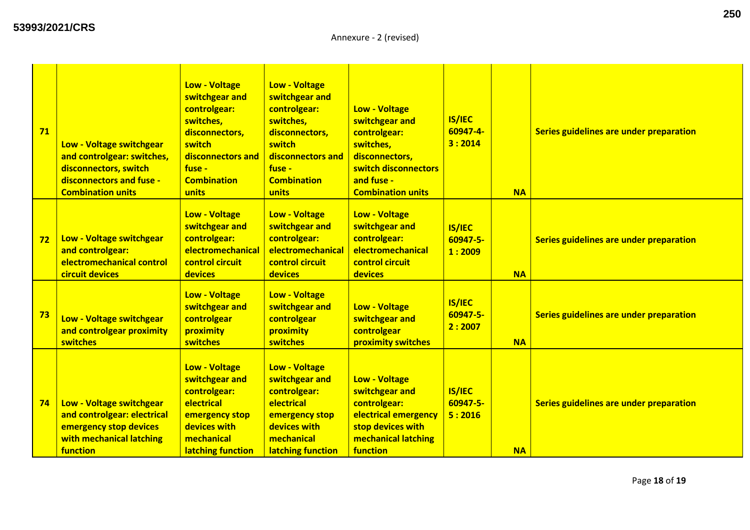Annexure - 2 (revised)

| | | | | | | | |
|---|---|---|---|---|---|---|---|
| **71** | **Low - Voltage switchgear and controlgear: switches, disconnectors, switch disconnectors and fuse - Combination units** | **Low - Voltage switchgear and controlgear: switches, disconnectors, switch disconnectors and fuse - Combination units** | **Low - Voltage switchgear and controlgear: switches, disconnectors, switch disconnectors and fuse - Combination units** | **Low - Voltage switchgear and controlgear: switches, disconnectors, switch disconnectors and fuse - Combination units** | **IS/IEC 60947-4-3 : 2014** | **NA** | **Series guidelines are under preparation** |
| **72** | **Low - Voltage switchgear and controlgear: electromechanical control circuit devices** | **Low - Voltage switchgear and controlgear: electromechanical control circuit devices** | **Low - Voltage switchgear and controlgear: electromechanical control circuit devices** | **Low - Voltage switchgear and controlgear: electromechanical control circuit devices** | **IS/IEC 60947-5-1 : 2009** | **NA** | **Series guidelines are under preparation** |
| **73** | **Low - Voltage switchgear and controlgear proximity switches** | **Low - Voltage switchgear and controlgear proximity switches** | **Low - Voltage switchgear and controlgear proximity switches** | **Low - Voltage switchgear and controlgear proximity switches** | **IS/IEC 60947-5-2 : 2007** | **NA** | **Series guidelines are under preparation** |
| **74** | **Low - Voltage switchgear and controlgear: electrical emergency stop devices with mechanical latching function** | **Low - Voltage switchgear and controlgear: electrical emergency stop devices with mechanical latching function** | **Low - Voltage switchgear and controlgear: electrical emergency stop devices with mechanical latching function** | **Low - Voltage switchgear and controlgear: electrical emergency stop devices with mechanical latching function** | **IS/IEC 60947-5-5 : 2016** | **NA** | **Series guidelines are under preparation** |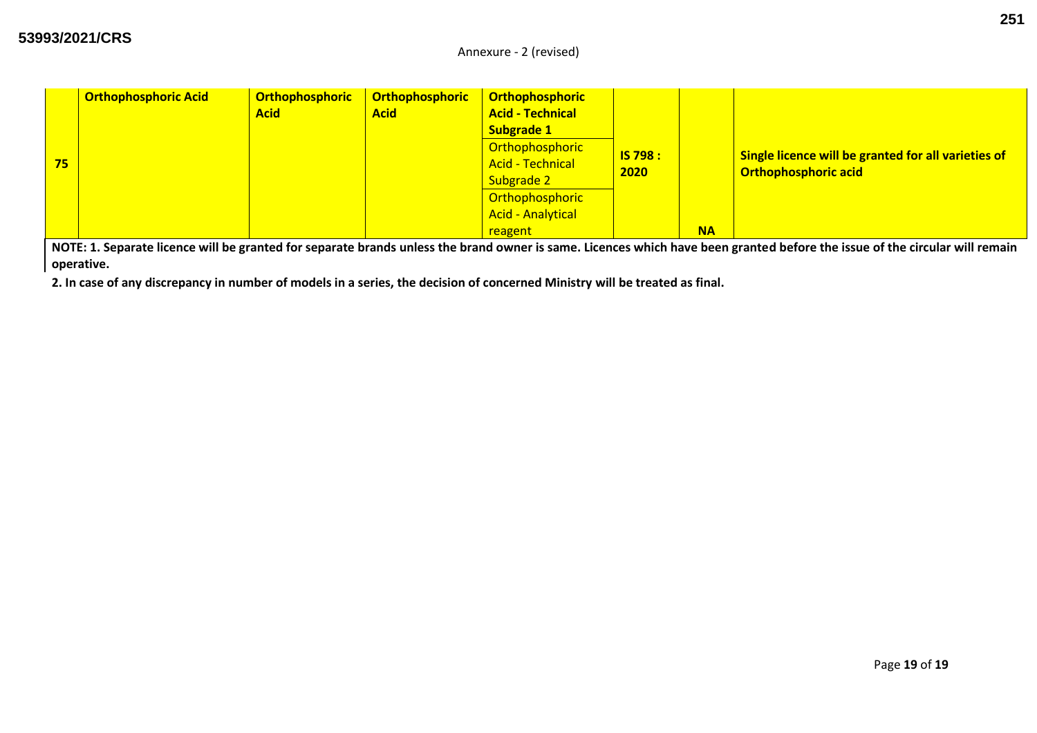Annexure - 2 (revised)

| | | | | | | | |
|---|---|---|---|---|---|---|---|
| **75** | **Orthophosphoric Acid** | **Orthophosphoric Acid** | **Orthophosphoric Acid** | **Orthophosphoric Acid - Technical Subgrade 1** | **IS 798 : 2020** | **NA** | **Single licence will be granted for all varieties of Orthophosphoric acid** |
| | | | | Orthophosphoric Acid - Technical Subgrade 2 | | | |
| | | | | Orthophosphoric Acid - Analytical reagent | | | |

**NOTE: 1. Separate licence will be granted for separate brands unless the brand owner is same. Licences which have been granted before the issue of the circular will remain operative.**

**2. In case of any discrepancy in number of models in a series, the decision of concerned Ministry will be treated as final.**